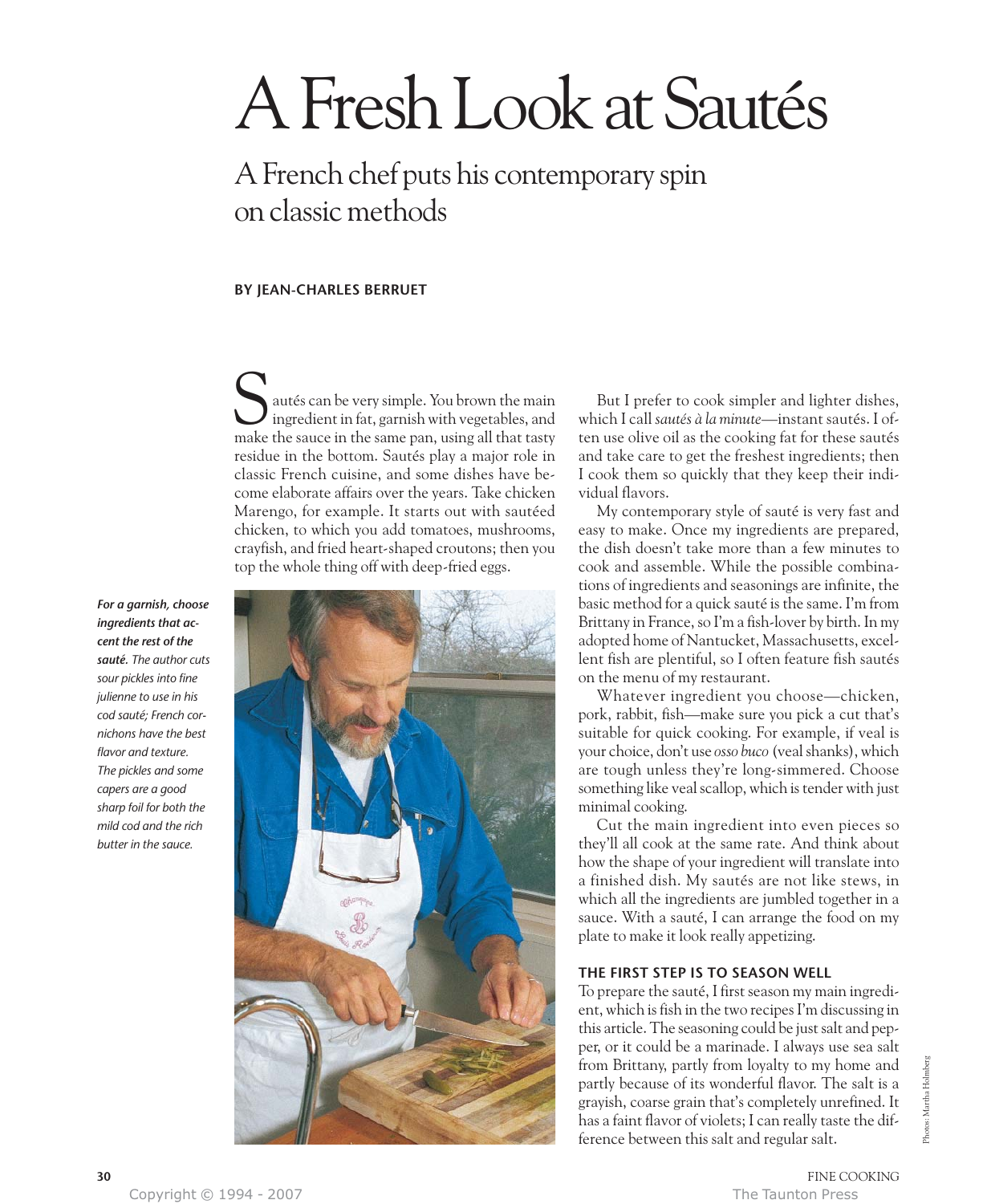# A Fresh Look at Sautés

## A French chef puts his contemporary spin on classic methods

**BY JEAN-CHARLES BERRUET**

Sautés can be very simple. You brown the main ingredient in fat, garnish with vegetables, and make the sauce in the same pan, using all that tasty residue in the bottom. Sautés play a major role in classic French cuisine, and some dishes have become elaborate affairs over the years. Take chicken Marengo, for example. It starts out with sautéed chicken, to which you add tomatoes, mushrooms, crayfish, and fried heart-shaped croutons; then you top the whole thing off with deep-fried eggs.

***For a garnish, choose ingredients that accent the rest of the sauté.*** *The author cuts sour pickles into fine julienne to use in his cod sauté; French cornichons have the best flavor and texture. The pickles and some capers are a good sharp foil for both the mild cod and the rich butter in the sauce.*

But I prefer to cook simpler and lighter dishes, which I call *sautés à la minute*—instant sautés. I often use olive oil as the cooking fat for these sautés and take care to get the freshest ingredients; then I cook them so quickly that they keep their individual flavors.

My contemporary style of sauté is very fast and easy to make. Once my ingredients are prepared, the dish doesn't take more than a few minutes to cook and assemble. While the possible combinations of ingredients and seasonings are infinite, the basic method for a quick sauté is the same. I'm from Brittany in France, so I'm a fish-lover by birth. In my adopted home of Nantucket, Massachusetts, excellent fish are plentiful, so I often feature fish sautés on the menu of my restaurant.

Whatever ingredient you choose—chicken, pork, rabbit, fish—make sure you pick a cut that's suitable for quick cooking. For example, if veal is your choice, don't use *osso buco* (veal shanks), which are tough unless they're long-simmered. Choose something like veal scallop, which is tender with just minimal cooking.

Cut the main ingredient into even pieces so they'll all cook at the same rate. And think about how the shape of your ingredient will translate into a finished dish. My sautés are not like stews, in which all the ingredients are jumbled together in a sauce. With a sauté, I can arrange the food on my plate to make it look really appetizing.

### THE FIRST STEP IS TO SEASON WELL

To prepare the sauté, I first season my main ingredient, which is fish in the two recipes I'm discussing in this article. The seasoning could be just salt and pepper, or it could be a marinade. I always use sea salt from Brittany, partly from loyalty to my home and partly because of its wonderful flavor. The salt is a grayish, coarse grain that's completely unrefined. It has a faint flavor of violets; I can really taste the difference between this salt and regular salt.

Photos: Martha Holmberg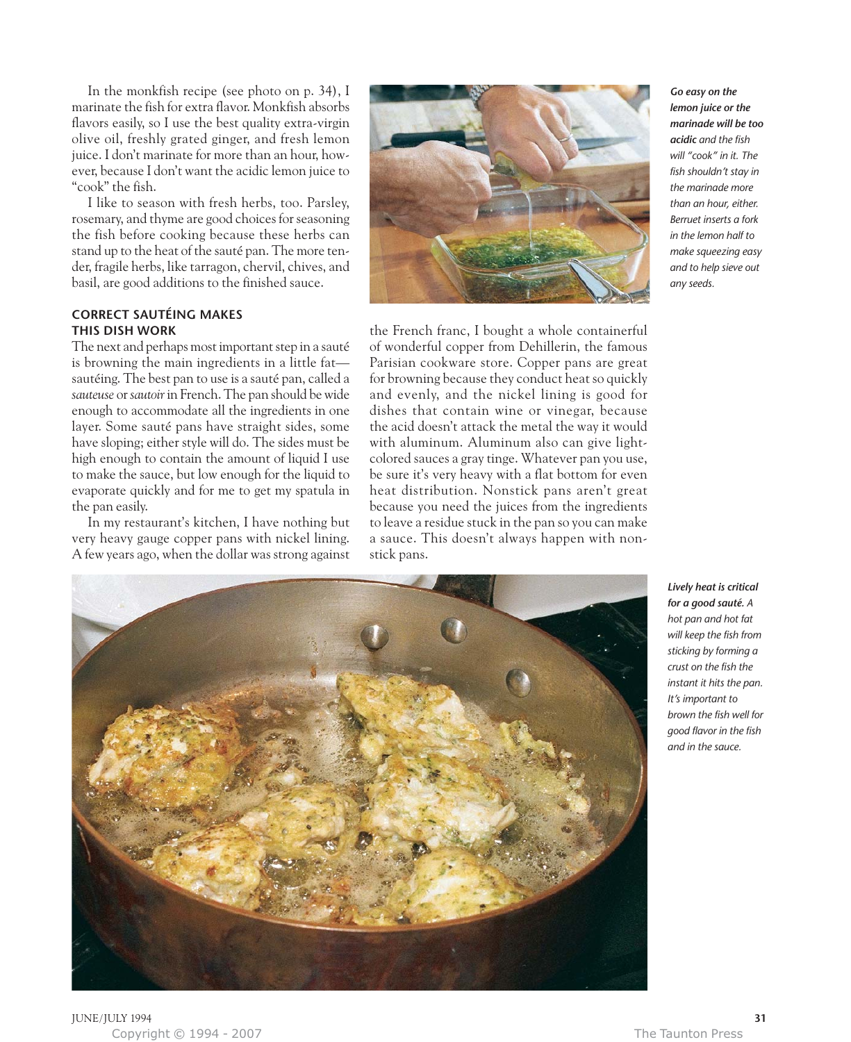In the monkfish recipe (see photo on p. 34), I marinate the fish for extra flavor. Monkfish absorbs flavors easily, so I use the best quality extra-virgin olive oil, freshly grated ginger, and fresh lemon juice. I don't marinate for more than an hour, however, because I don't want the acidic lemon juice to "cook" the fish.

I like to season with fresh herbs, too. Parsley, rosemary, and thyme are good choices for seasoning the fish before cooking because these herbs can stand up to the heat of the sauté pan. The more tender, fragile herbs, like tarragon, chervil, chives, and basil, are good additions to the finished sauce.

***Go easy on the lemon juice or the marinade will be too acidic** and the fish will "cook" in it. The fish shouldn't stay in the marinade more than an hour, either. Berruet inserts a fork in the lemon half to make squeezing easy and to help sieve out any seeds.*

## CORRECT SAUTÉING MAKES THIS DISH WORK

The next and perhaps most important step in a sauté is browning the main ingredients in a little fat—sautéing. The best pan to use is a sauté pan, called a *sauteuse* or *sautoir* in French. The pan should be wide enough to accommodate all the ingredients in one layer. Some sauté pans have straight sides, some have sloping; either style will do. The sides must be high enough to contain the amount of liquid I use to make the sauce, but low enough for the liquid to evaporate quickly and for me to get my spatula in the pan easily.

In my restaurant's kitchen, I have nothing but very heavy gauge copper pans with nickel lining. A few years ago, when the dollar was strong against the French franc, I bought a whole containerful of wonderful copper from Dehillerin, the famous Parisian cookware store. Copper pans are great for browning because they conduct heat so quickly and evenly, and the nickel lining is good for dishes that contain wine or vinegar, because the acid doesn't attack the metal the way it would with aluminum. Aluminum also can give light-colored sauces a gray tinge. Whatever pan you use, be sure it's very heavy with a flat bottom for even heat distribution. Nonstick pans aren't great because you need the juices from the ingredients to leave a residue stuck in the pan so you can make a sauce. This doesn't always happen with nonstick pans.

***Lively heat is critical for a good sauté.** A hot pan and hot fat will keep the fish from sticking by forming a crust on the fish the instant it hits the pan. It's important to brown the fish well for good flavor in the fish and in the sauce.*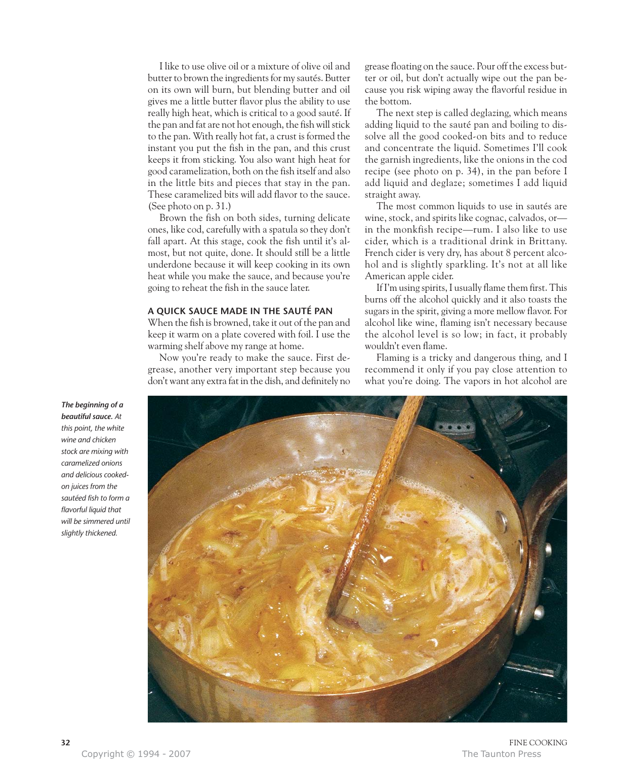I like to use olive oil or a mixture of olive oil and butter to brown the ingredients for my sautés. Butter on its own will burn, but blending butter and oil gives me a little butter flavor plus the ability to use really high heat, which is critical to a good sauté. If the pan and fat are not hot enough, the fish will stick to the pan. With really hot fat, a crust is formed the instant you put the fish in the pan, and this crust keeps it from sticking. You also want high heat for good caramelization, both on the fish itself and also in the little bits and pieces that stay in the pan. These caramelized bits will add flavor to the sauce. (See photo on p. 31.)

Brown the fish on both sides, turning delicate ones, like cod, carefully with a spatula so they don't fall apart. At this stage, cook the fish until it's almost, but not quite, done. It should still be a little underdone because it will keep cooking in its own heat while you make the sauce, and because you're going to reheat the fish in the sauce later.

## A QUICK SAUCE MADE IN THE SAUTÉ PAN

When the fish is browned, take it out of the pan and keep it warm on a plate covered with foil. I use the warming shelf above my range at home.

Now you're ready to make the sauce. First degrease, another very important step because you don't want any extra fat in the dish, and definitely no grease floating on the sauce. Pour off the excess butter or oil, but don't actually wipe out the pan because you risk wiping away the flavorful residue in the bottom.

The next step is called deglazing, which means adding liquid to the sauté pan and boiling to dissolve all the good cooked-on bits and to reduce and concentrate the liquid. Sometimes I'll cook the garnish ingredients, like the onions in the cod recipe (see photo on p. 34), in the pan before I add liquid and deglaze; sometimes I add liquid straight away.

The most common liquids to use in sautés are wine, stock, and spirits like cognac, calvados, or—in the monkfish recipe—rum. I also like to use cider, which is a traditional drink in Brittany. French cider is very dry, has about 8 percent alcohol and is slightly sparkling. It's not at all like American apple cider.

If I'm using spirits, I usually flame them first. This burns off the alcohol quickly and it also toasts the sugars in the spirit, giving a more mellow flavor. For alcohol like wine, flaming isn't necessary because the alcohol level is so low; in fact, it probably wouldn't even flame.

Flaming is a tricky and dangerous thing, and I recommend it only if you pay close attention to what you're doing. The vapors in hot alcohol are

***The beginning of a beautiful sauce.*** *At this point, the white wine and chicken stock are mixing with caramelized onions and delicious cooked-on juices from the sautéed fish to form a flavorful liquid that will be simmered until slightly thickened.*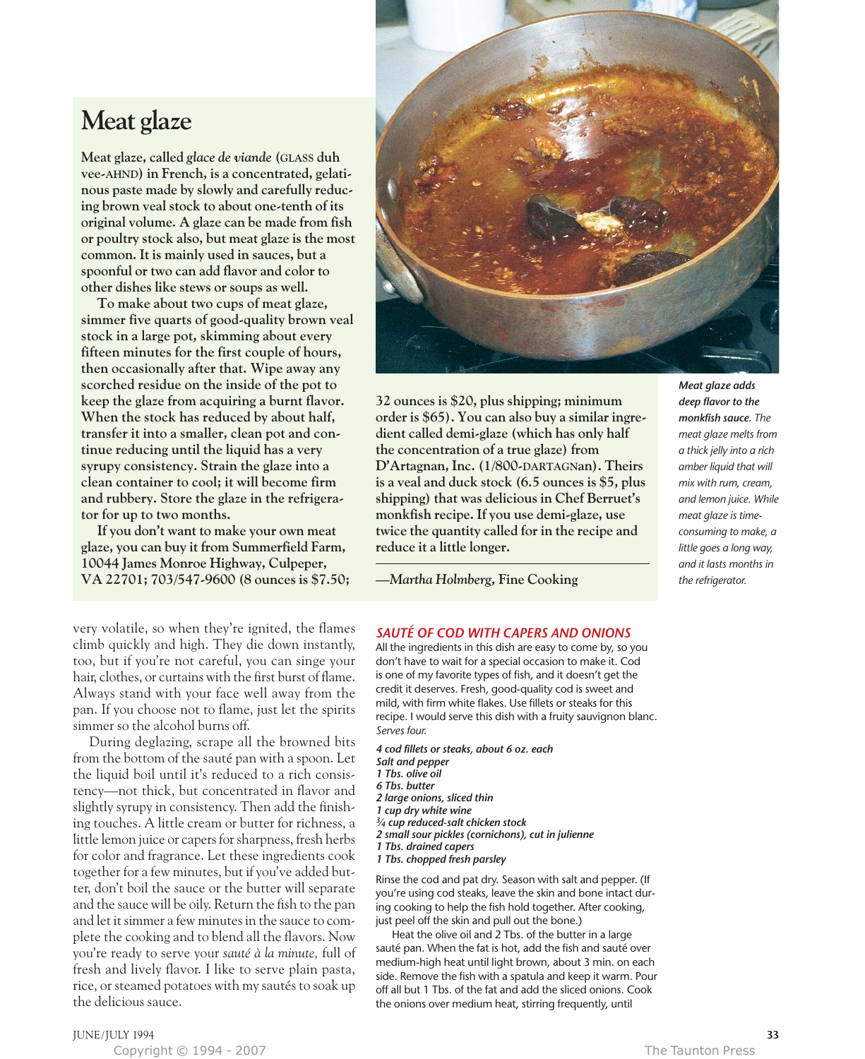## Meat glaze

**Meat glaze, called *glace de viande* (GLASS duh vee-AHND) in French, is a concentrated, gelatinous paste made by slowly and carefully reducing brown veal stock to about one-tenth of its original volume. A glaze can be made from fish or poultry stock also, but meat glaze is the most common. It is mainly used in sauces, but a spoonful or two can add flavor and color to other dishes like stews or soups as well.**

**To make about two cups of meat glaze, simmer five quarts of good-quality brown veal stock in a large pot, skimming about every fifteen minutes for the first couple of hours, then occasionally after that. Wipe away any scorched residue on the inside of the pot to keep the glaze from acquiring a burnt flavor. When the stock has reduced by about half, transfer it into a smaller, clean pot and continue reducing until the liquid has a very syrupy consistency. Strain the glaze into a clean container to cool; it will become firm and rubbery. Store the glaze in the refrigerator for up to two months.**

**If you don't want to make your own meat glaze, you can buy it from Summerfield Farm, 10044 James Monroe Highway, Culpeper, VA 22701; 703/547-9600 (8 ounces is $7.50; 32 ounces is $20, plus shipping; minimum order is $65). You can also buy a similar ingredient called demi-glaze (which has only half the concentration of a true glaze) from D'Artagnan, Inc. (1/800-DARTAGNan). Theirs is a veal and duck stock (6.5 ounces is $5, plus shipping) that was delicious in Chef Berruet's monkfish recipe. If you use demi-glaze, use twice the quantity called for in the recipe and reduce it a little longer.**

**—*Martha Holmberg,* Fine Cooking**

***Meat glaze adds deep flavor to the monkfish sauce.*** *The meat glaze melts from a thick jelly into a rich amber liquid that will mix with rum, cream, and lemon juice. While meat glaze is time-consuming to make, a little goes a long way, and it lasts months in the refrigerator.*

very volatile, so when they're ignited, the flames climb quickly and high. They die down instantly, too, but if you're not careful, you can singe your hair, clothes, or curtains with the first burst of flame. Always stand with your face well away from the pan. If you choose not to flame, just let the spirits simmer so the alcohol burns off.

During deglazing, scrape all the browned bits from the bottom of the sauté pan with a spoon. Let the liquid boil until it's reduced to a rich consistency—not thick, but concentrated in flavor and slightly syrupy in consistency. Then add the finishing touches. A little cream or butter for richness, a little lemon juice or capers for sharpness, fresh herbs for color and fragrance. Let these ingredients cook together for a few minutes, but if you've added butter, don't boil the sauce or the butter will separate and the sauce will be oily. Return the fish to the pan and let it simmer a few minutes in the sauce to complete the cooking and to blend all the flavors. Now you're ready to serve your *sauté à la minute,* full of fresh and lively flavor. I like to serve plain pasta, rice, or steamed potatoes with my sautés to soak up the delicious sauce.

### SAUTÉ OF COD WITH CAPERS AND ONIONS

All the ingredients in this dish are easy to come by, so you don't have to wait for a special occasion to make it. Cod is one of my favorite types of fish, and it doesn't get the credit it deserves. Fresh, good-quality cod is sweet and mild, with firm white flakes. Use fillets or steaks for this recipe. I would serve this dish with a fruity sauvignon blanc. *Serves four.*

***4 cod fillets or steaks, about 6 oz. each***
***Salt and pepper***
***1 Tbs. olive oil***
***6 Tbs. butter***
***2 large onions, sliced thin***
***1 cup dry white wine***
***¾ cup reduced-salt chicken stock***
***2 small sour pickles (cornichons), cut in julienne***
***1 Tbs. drained capers***
***1 Tbs. chopped fresh parsley***

Rinse the cod and pat dry. Season with salt and pepper. (If you're using cod steaks, leave the skin and bone intact during cooking to help the fish hold together. After cooking, just peel off the skin and pull out the bone.)

Heat the olive oil and 2 Tbs. of the butter in a large sauté pan. When the fat is hot, add the fish and sauté over medium-high heat until light brown, about 3 min. on each side. Remove the fish with a spatula and keep it warm. Pour off all but 1 Tbs. of the fat and add the sliced onions. Cook the onions over medium heat, stirring frequently, until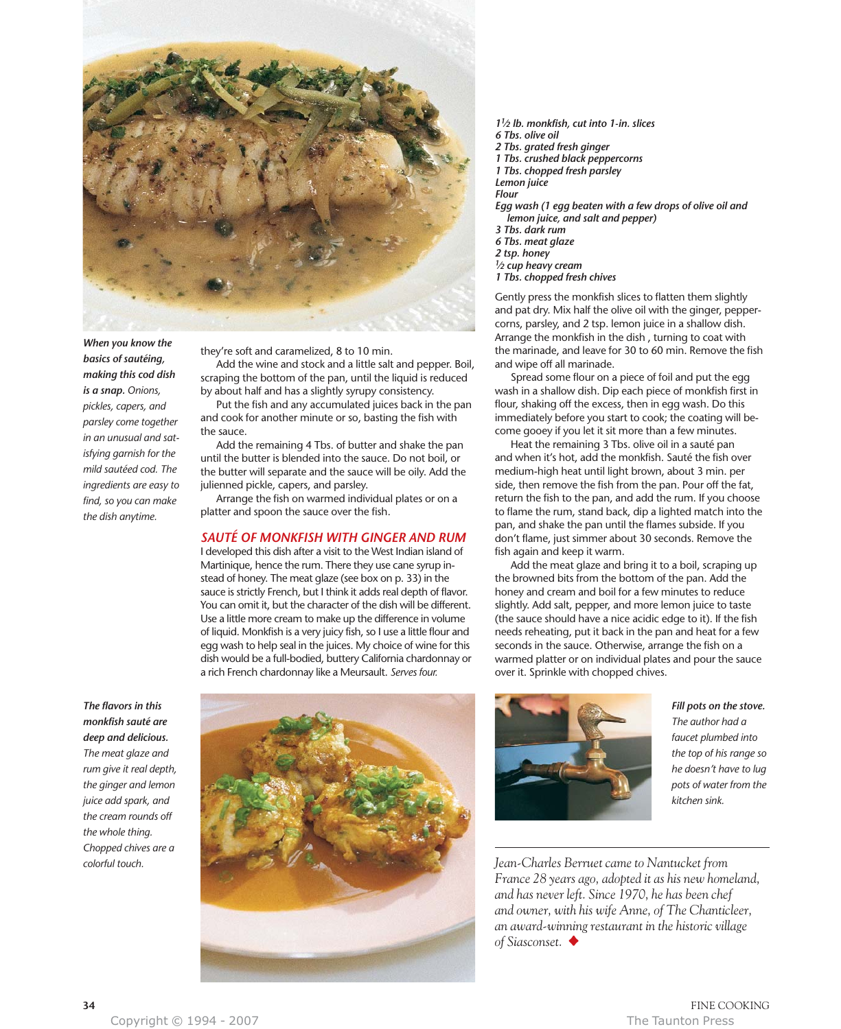***When you know the basics of sautéing, making this cod dish is a snap.*** *Onions, pickles, capers, and parsley come together in an unusual and satisfying garnish for the mild sautéed cod. The ingredients are easy to find, so you can make the dish anytime.*

they're soft and caramelized, 8 to 10 min.

Add the wine and stock and a little salt and pepper. Boil, scraping the bottom of the pan, until the liquid is reduced by about half and has a slightly syrupy consistency.

Put the fish and any accumulated juices back in the pan and cook for another minute or so, basting the fish with the sauce.

Add the remaining 4 Tbs. of butter and shake the pan until the butter is blended into the sauce. Do not boil, or the butter will separate and the sauce will be oily. Add the julienned pickle, capers, and parsley.

Arrange the fish on warmed individual plates or on a platter and spoon the sauce over the fish.

## SAUTÉ OF MONKFISH WITH GINGER AND RUM

I developed this dish after a visit to the West Indian island of Martinique, hence the rum. There they use cane syrup instead of honey. The meat glaze (see box on p. 33) in the sauce is strictly French, but I think it adds real depth of flavor. You can omit it, but the character of the dish will be different. Use a little more cream to make up the difference in volume of liquid. Monkfish is a very juicy fish, so I use a little flour and egg wash to help seal in the juices. My choice of wine for this dish would be a full-bodied, buttery California chardonnay or a rich French chardonnay like a Meursault. *Serves four.*

***1½ lb. monkfish, cut into 1-in. slices***
***6 Tbs. olive oil***
***2 Tbs. grated fresh ginger***
***1 Tbs. crushed black peppercorns***
***1 Tbs. chopped fresh parsley***
***Lemon juice***
***Flour***
***Egg wash (1 egg beaten with a few drops of olive oil and lemon juice, and salt and pepper)***
***3 Tbs. dark rum***
***6 Tbs. meat glaze***
***2 tsp. honey***
***½ cup heavy cream***
***1 Tbs. chopped fresh chives***

Gently press the monkfish slices to flatten them slightly and pat dry. Mix half the olive oil with the ginger, peppercorns, parsley, and 2 tsp. lemon juice in a shallow dish. Arrange the monkfish in the dish, turning to coat with the marinade, and leave for 30 to 60 min. Remove the fish and wipe off all marinade.

Spread some flour on a piece of foil and put the egg wash in a shallow dish. Dip each piece of monkfish first in flour, shaking off the excess, then in egg wash. Do this immediately before you start to cook; the coating will become gooey if you let it sit more than a few minutes.

Heat the remaining 3 Tbs. olive oil in a sauté pan and when it's hot, add the monkfish. Sauté the fish over medium-high heat until light brown, about 3 min. per side, then remove the fish from the pan. Pour off the fat, return the fish to the pan, and add the rum. If you choose to flame the rum, stand back, dip a lighted match into the pan, and shake the pan until the flames subside. If you don't flame, just simmer about 30 seconds. Remove the fish again and keep it warm.

Add the meat glaze and bring it to a boil, scraping up the browned bits from the bottom of the pan. Add the honey and cream and boil for a few minutes to reduce slightly. Add salt, pepper, and more lemon juice to taste (the sauce should have a nice acidic edge to it). If the fish needs reheating, put it back in the pan and heat for a few seconds in the sauce. Otherwise, arrange the fish on a warmed platter or on individual plates and pour the sauce over it. Sprinkle with chopped chives.

***The flavors in this monkfish sauté are deep and delicious.*** *The meat glaze and rum give it real depth, the ginger and lemon juice add spark, and the cream rounds off the whole thing. Chopped chives are a colorful touch.*

***Fill pots on the stove.*** *The author had a faucet plumbed into the top of his range so he doesn't have to lug pots of water from the kitchen sink.*

---

*Jean-Charles Berruet came to Nantucket from France 28 years ago, adopted it as his new homeland, and has never left. Since 1970, he has been chef and owner, with his wife Anne, of The Chanticleer, an award-winning restaurant in the historic village of Siasconset.* ◆

Copyright © 1994 - 2007 The Taunton Press